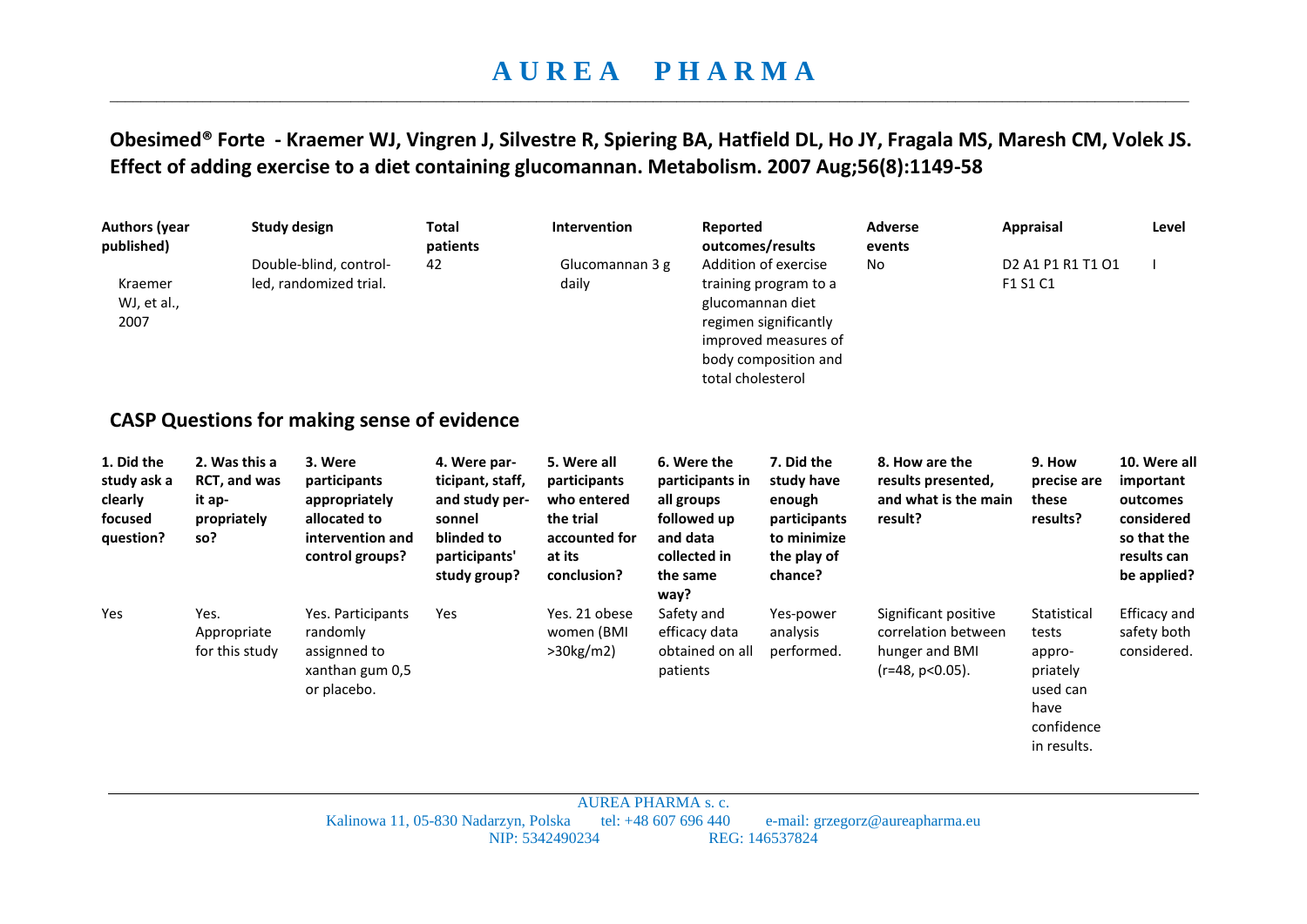# AUREA PHARMA

## Obesimed® Forte - Kraemer WJ, Vingren J, Silvestre R, Spiering BA, Hatfield DL, Ho JY, Fragala MS, Maresh CM, Volek JS. Effect of adding exercise to a diet containing glucomannan. Metabolism. 2007 Aug;56(8):1149-58

| Authors (year published) | Study design | Total patients | Intervention | Reported outcomes/results | Adverse events | Appraisal | Level |
|---|---|---|---|---|---|---|---|
| Kraemer WJ, et al., 2007 | Double-blind, controlled, randomized trial. | 42 | Glucomannan 3 g daily | Addition of exercise training program to a glucomannan diet regimen significantly improved measures of body composition and total cholesterol | No | D2 A1 P1 R1 T1 O1 F1 S1 C1 | I |

## CASP Questions for making sense of evidence

| 1. Did the study ask a clearly focused question? | 2. Was this a RCT, and was it appropriately so? | 3. Were participants appropriately allocated to intervention and control groups? | 4. Were participant, staff, and study personnel blinded to participants' study group? | 5. Were all participants who entered the trial accounted for at its conclusion? | 6. Were the participants in all groups followed up and data collected in the same way? | 7. Did the study have enough participants to minimize the play of chance? | 8. How are the results presented, and what is the main result? | 9. How precise are these results? | 10. Were all important outcomes considered so that the results can be applied? |
|---|---|---|---|---|---|---|---|---|---|
| Yes | Yes. Appropriate for this study | Yes. Participants randomly assignned to xanthan gum 0,5 or placebo. | Yes | Yes. 21 obese women (BMI >30kg/m2) | Safety and efficacy data obtained on all patients | Yes-power analysis performed. | Significant positive correlation between hunger and BMI (r=48, p<0.05). | Statistical tests appropriately used can have confidence in results. | Efficacy and safety both considered. |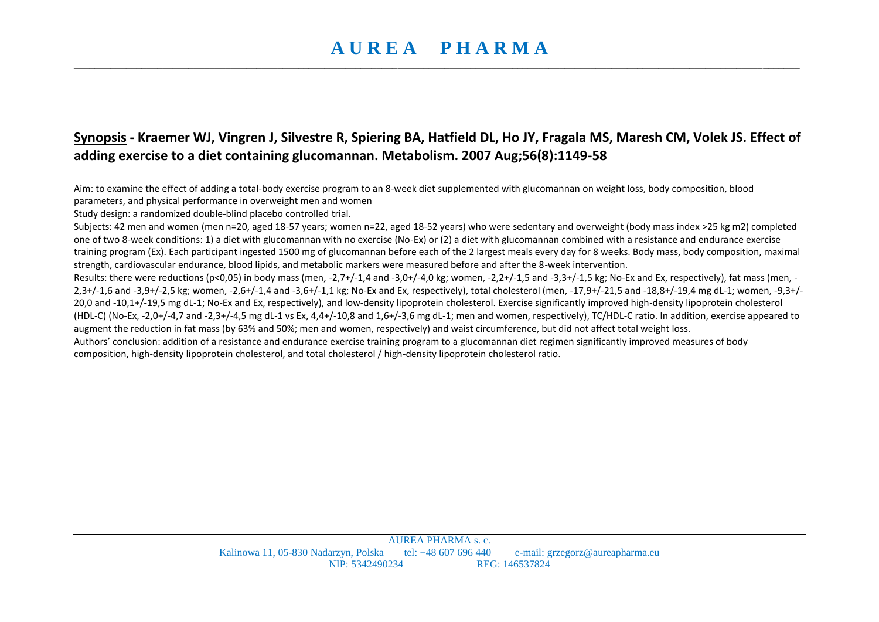**Synopsis - Kraemer WJ, Vingren J, Silvestre R, Spiering BA, Hatfield DL, Ho JY, Fragala MS, Maresh CM, Volek JS. Effect of adding exercise to a diet containing glucomannan. Metabolism. 2007 Aug;56(8):1149-58**

Aim: to examine the effect of adding a total-body exercise program to an 8-week diet supplemented with glucomannan on weight loss, body composition, blood parameters, and physical performance in overweight men and women

Study design: a randomized double-blind placebo controlled trial.

Subjects: 42 men and women (men n=20, aged 18-57 years; women n=22, aged 18-52 years) who were sedentary and overweight (body mass index >25 kg m2) completed one of two 8-week conditions: 1) a diet with glucomannan with no exercise (No-Ex) or (2) a diet with glucomannan combined with a resistance and endurance exercise training program (Ex). Each participant ingested 1500 mg of glucomannan before each of the 2 largest meals every day for 8 weeks. Body mass, body composition, maximal strength, cardiovascular endurance, blood lipids, and metabolic markers were measured before and after the 8-week intervention.

Results: there were reductions ($p<0,05$) in body mass (men, -2,7+/-1,4 and -3,0+/-4,0 kg; women, -2,2+/-1,5 and -3,3+/-1,5 kg; No-Ex and Ex, respectively), fat mass (men, -2,3+/-1,6 and -3,9+/-2,5 kg; women, -2,6+/-1,4 and -3,6+/-1,1 kg; No-Ex and Ex, respectively), total cholesterol (men, -17,9+/-21,5 and -18,8+/-19,4 mg dL-1; women, -9,3+/-20,0 and -10,1+/-19,5 mg dL-1; No-Ex and Ex, respectively), and low-density lipoprotein cholesterol. Exercise significantly improved high-density lipoprotein cholesterol (HDL-C) (No-Ex, -2,0+/-4,7 and -2,3+/-4,5 mg dL-1 vs Ex, 4,4+/-10,8 and 1,6+/-3,6 mg dL-1; men and women, respectively), TC/HDL-C ratio. In addition, exercise appeared to augment the reduction in fat mass (by 63% and 50%; men and women, respectively) and waist circumference, but did not affect total weight loss.

Authors' conclusion: addition of a resistance and endurance exercise training program to a glucomannan diet regimen significantly improved measures of body composition, high-density lipoprotein cholesterol, and total cholesterol / high-density lipoprotein cholesterol ratio.